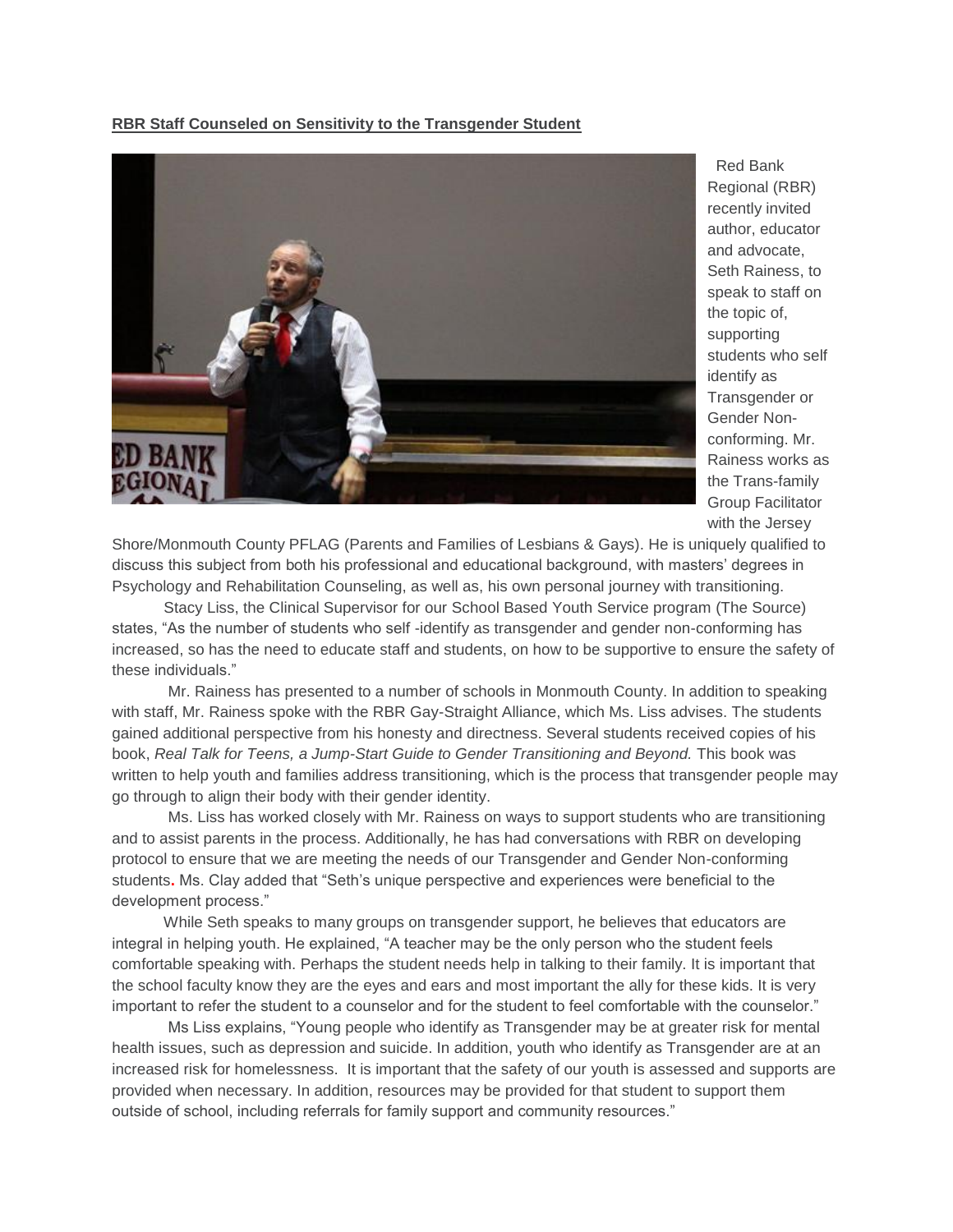**RBR Staff Counseled on Sensitivity to the Transgender Student**

Red Bank Regional (RBR) recently invited author, educator and advocate, Seth Rainess, to speak to staff on the topic of, supporting students who self identify as Transgender or Gender Non-conforming. Mr. Rainess works as the Trans-family Group Facilitator with the Jersey Shore/Monmouth County PFLAG (Parents and Families of Lesbians & Gays). He is uniquely qualified to discuss this subject from both his professional and educational background, with masters' degrees in Psychology and Rehabilitation Counseling, as well as, his own personal journey with transitioning.

Stacy Liss, the Clinical Supervisor for our School Based Youth Service program (The Source) states, "As the number of students who self -identify as transgender and gender non-conforming has increased, so has the need to educate staff and students, on how to be supportive to ensure the safety of these individuals."

Mr. Rainess has presented to a number of schools in Monmouth County. In addition to speaking with staff, Mr. Rainess spoke with the RBR Gay-Straight Alliance, which Ms. Liss advises. The students gained additional perspective from his honesty and directness. Several students received copies of his book, *Real Talk for Teens, a Jump-Start Guide to Gender Transitioning and Beyond.* This book was written to help youth and families address transitioning, which is the process that transgender people may go through to align their body with their gender identity.

Ms. Liss has worked closely with Mr. Rainess on ways to support students who are transitioning and to assist parents in the process. Additionally, he has had conversations with RBR on developing protocol to ensure that we are meeting the needs of our Transgender and Gender Non-conforming students**.** Ms. Clay added that "Seth's unique perspective and experiences were beneficial to the development process."

While Seth speaks to many groups on transgender support, he believes that educators are integral in helping youth. He explained, "A teacher may be the only person who the student feels comfortable speaking with. Perhaps the student needs help in talking to their family. It is important that the school faculty know they are the eyes and ears and most important the ally for these kids. It is very important to refer the student to a counselor and for the student to feel comfortable with the counselor."

Ms Liss explains, "Young people who identify as Transgender may be at greater risk for mental health issues, such as depression and suicide. In addition, youth who identify as Transgender are at an increased risk for homelessness. It is important that the safety of our youth is assessed and supports are provided when necessary. In addition, resources may be provided for that student to support them outside of school, including referrals for family support and community resources."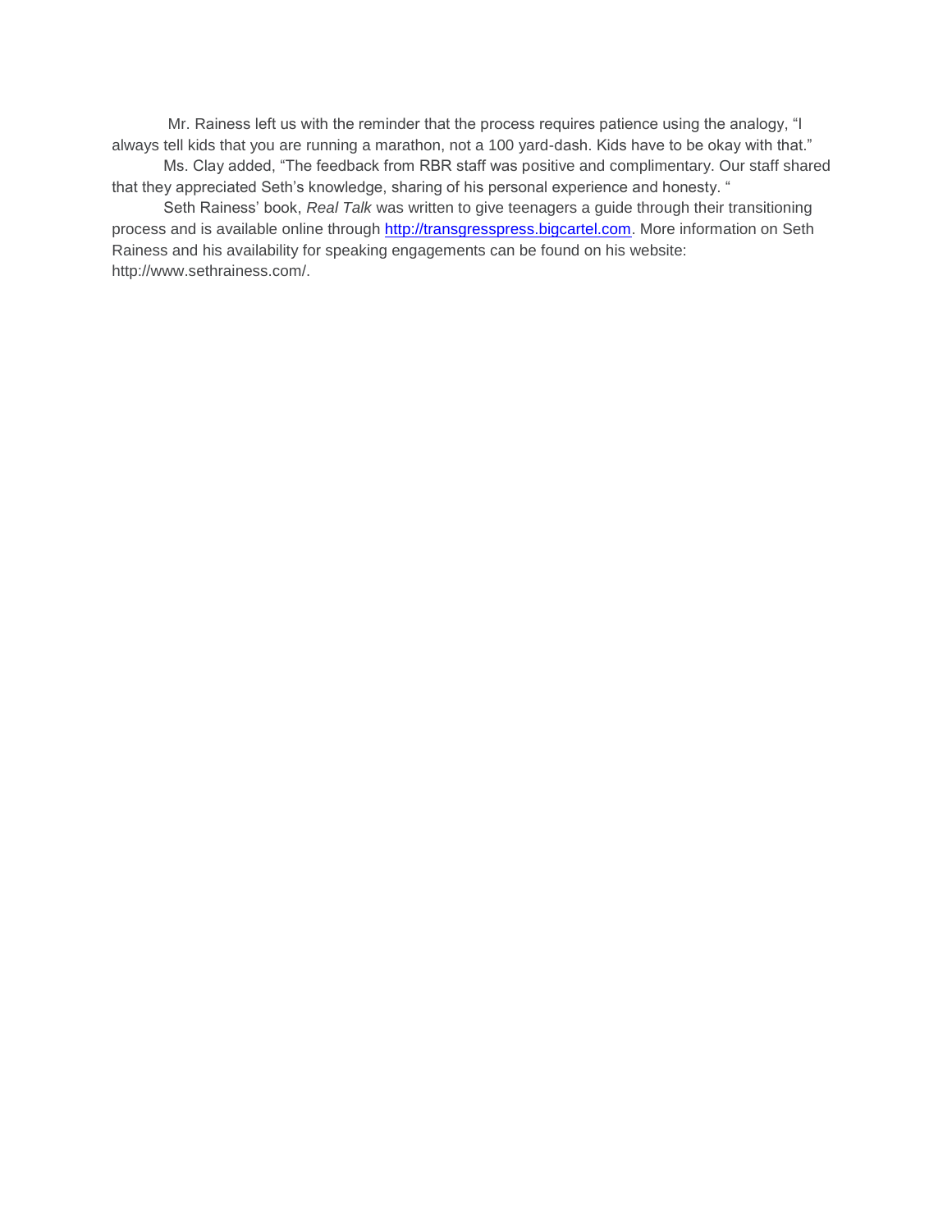Mr. Rainess left us with the reminder that the process requires patience using the analogy, "I always tell kids that you are running a marathon, not a 100 yard-dash. Kids have to be okay with that."

Ms. Clay added, "The feedback from RBR staff was positive and complimentary. Our staff shared that they appreciated Seth's knowledge, sharing of his personal experience and honesty. "

Seth Rainess' book, *Real Talk* was written to give teenagers a guide through their transitioning process and is available online through [http://transgresspress.bigcartel.com](http://transgresspress.bigcartel.com). More information on Seth Rainess and his availability for speaking engagements can be found on his website: http://www.sethrainess.com/.